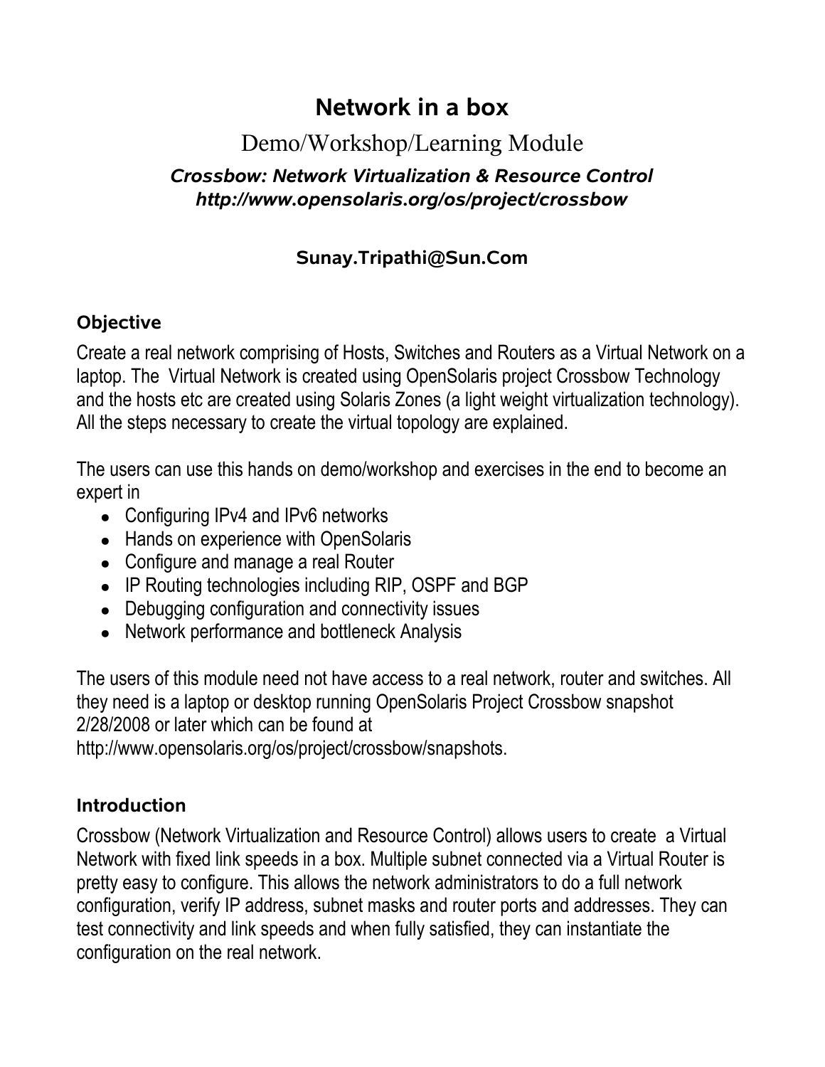# Network in a box

Demo/Workshop/Learning Module

***Crossbow: Network Virtualization & Resource Control***
***http://www.opensolaris.org/os/project/crossbow***

**Sunay.Tripathi@Sun.Com**

## Objective

Create a real network comprising of Hosts, Switches and Routers as a Virtual Network on a laptop. The Virtual Network is created using OpenSolaris project Crossbow Technology and the hosts etc are created using Solaris Zones (a light weight virtualization technology). All the steps necessary to create the virtual topology are explained.

The users can use this hands on demo/workshop and exercises in the end to become an expert in

- Configuring IPv4 and IPv6 networks
- Hands on experience with OpenSolaris
- Configure and manage a real Router
- IP Routing technologies including RIP, OSPF and BGP
- Debugging configuration and connectivity issues
- Network performance and bottleneck Analysis

The users of this module need not have access to a real network, router and switches. All they need is a laptop or desktop running OpenSolaris Project Crossbow snapshot 2/28/2008 or later which can be found at http://www.opensolaris.org/os/project/crossbow/snapshots.

## Introduction

Crossbow (Network Virtualization and Resource Control) allows users to create a Virtual Network with fixed link speeds in a box. Multiple subnet connected via a Virtual Router is pretty easy to configure. This allows the network administrators to do a full network configuration, verify IP address, subnet masks and router ports and addresses. They can test connectivity and link speeds and when fully satisfied, they can instantiate the configuration on the real network.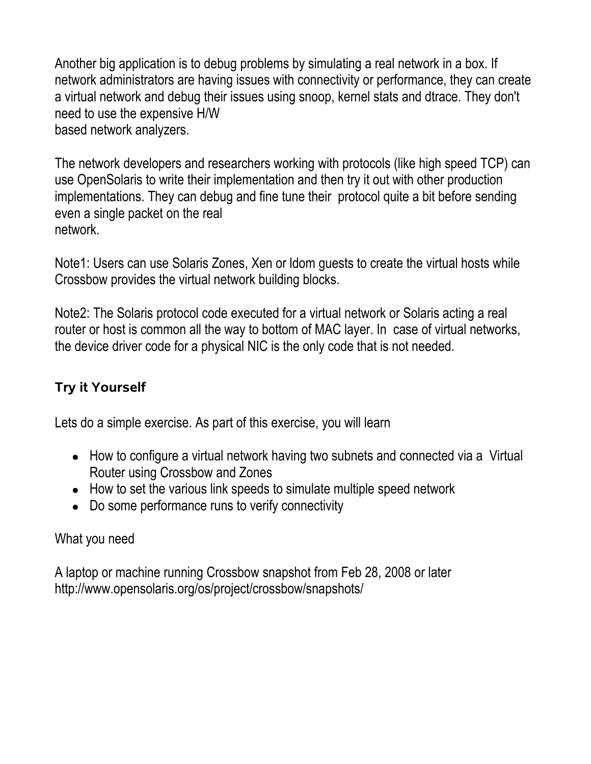Another big application is to debug problems by simulating a real network in a box. If network administrators are having issues with connectivity or performance, they can create a virtual network and debug their issues using snoop, kernel stats and dtrace. They don't need to use the expensive H/W based network analyzers.

The network developers and researchers working with protocols (like high speed TCP) can use OpenSolaris to write their implementation and then try it out with other production implementations. They can debug and fine tune their protocol quite a bit before sending even a single packet on the real network.

Note1: Users can use Solaris Zones, Xen or ldom guests to create the virtual hosts while Crossbow provides the virtual network building blocks.

Note2: The Solaris protocol code executed for a virtual network or Solaris acting a real router or host is common all the way to bottom of MAC layer. In case of virtual networks, the device driver code for a physical NIC is the only code that is not needed.

### Try it Yourself

Lets do a simple exercise. As part of this exercise, you will learn

- How to configure a virtual network having two subnets and connected via a Virtual Router using Crossbow and Zones
- How to set the various link speeds to simulate multiple speed network
- Do some performance runs to verify connectivity

What you need

A laptop or machine running Crossbow snapshot from Feb 28, 2008 or later
http://www.opensolaris.org/os/project/crossbow/snapshots/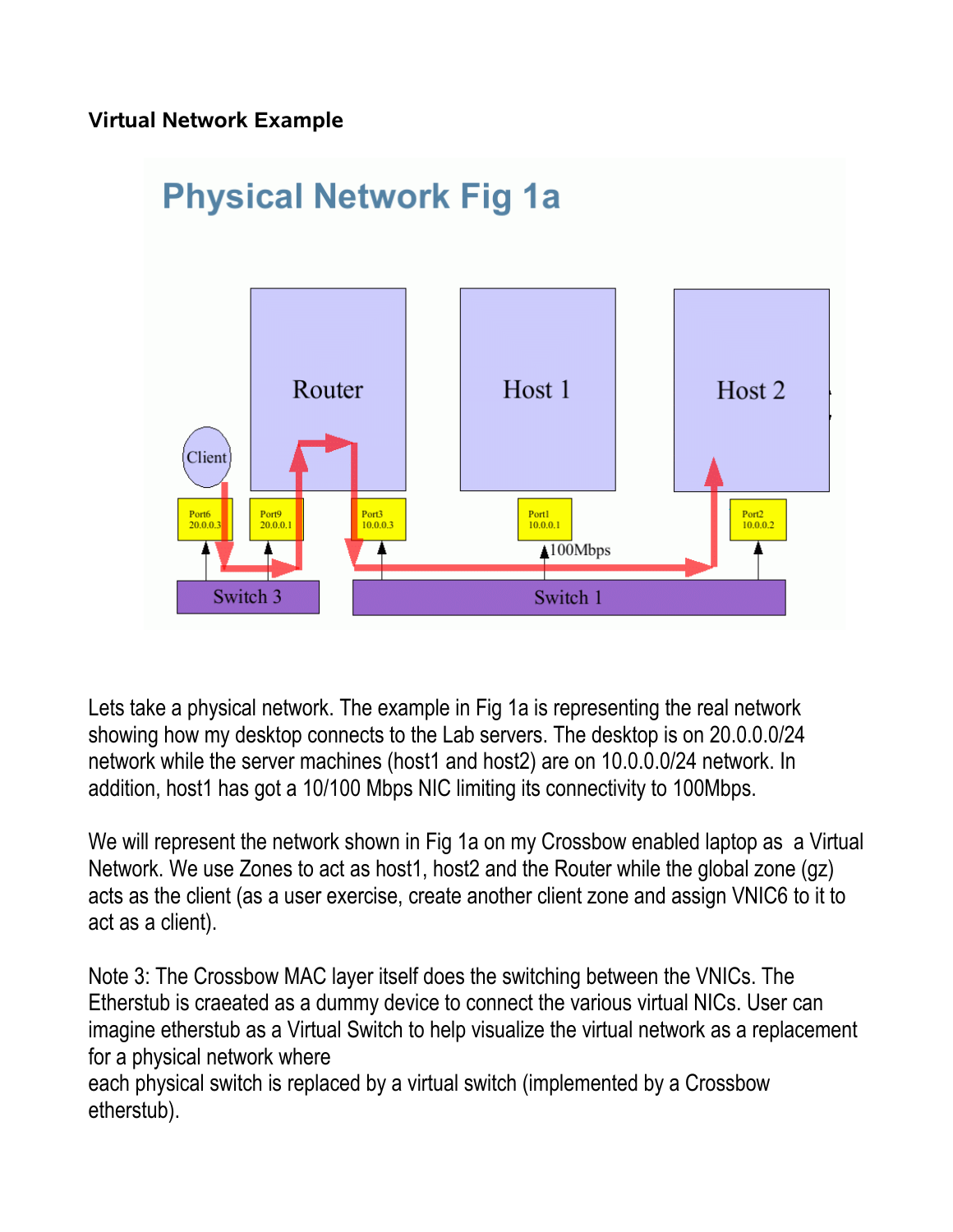**Virtual Network Example**

Lets take a physical network. The example in Fig 1a is representing the real network showing how my desktop connects to the Lab servers. The desktop is on 20.0.0.0/24 network while the server machines (host1 and host2) are on 10.0.0.0/24 network. In addition, host1 has got a 10/100 Mbps NIC limiting its connectivity to 100Mbps.

We will represent the network shown in Fig 1a on my Crossbow enabled laptop as a Virtual Network. We use Zones to act as host1, host2 and the Router while the global zone (gz) acts as the client (as a user exercise, create another client zone and assign VNIC6 to it to act as a client).

Note 3: The Crossbow MAC layer itself does the switching between the VNICs. The Etherstub is craeated as a dummy device to connect the various virtual NICs. User can imagine etherstub as a Virtual Switch to help visualize the virtual network as a replacement for a physical network where
each physical switch is replaced by a virtual switch (implemented by a Crossbow etherstub).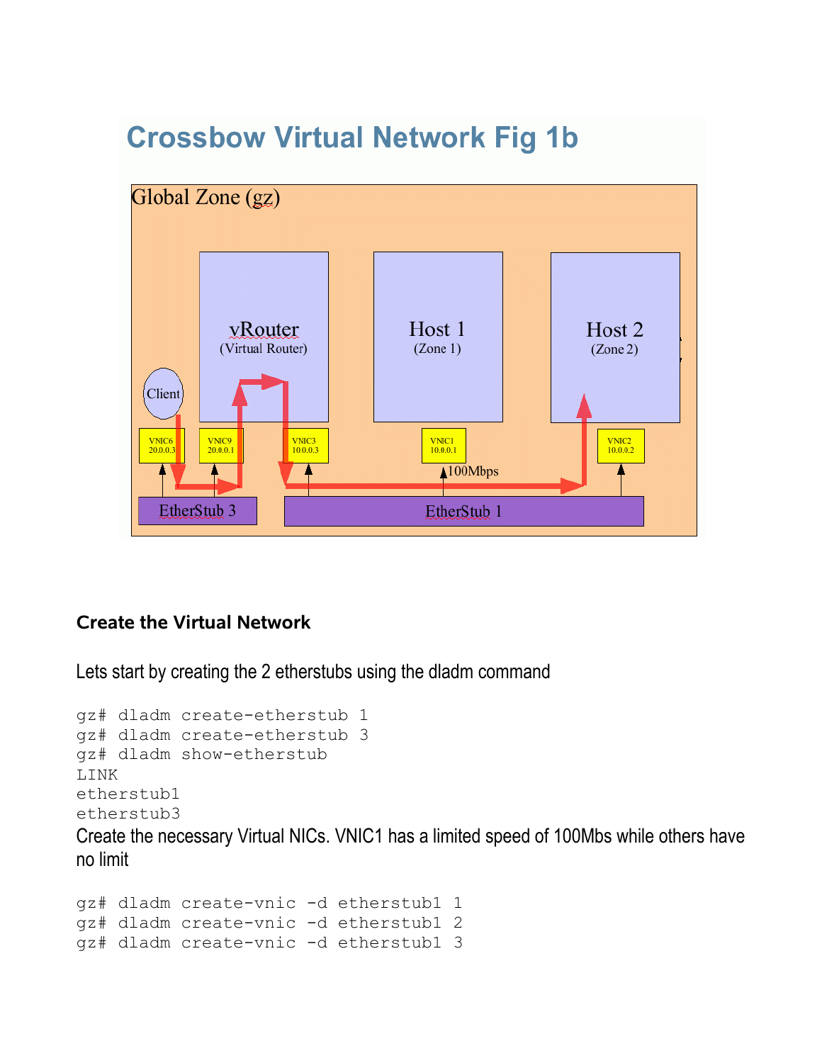# Crossbow Virtual Network Fig 1b

Global Zone (gz)

vRouter (Virtual Router)

Host 1 (Zone 1)

Host 2 (Zone 2)

Client

VNIC6 20.0.0.3

VNIC9 20.0.0.1

VNIC3 10.0.0.3

VNIC1 10.0.0.1

VNIC2 10.0.0.2

100Mbps

EtherStub 3

EtherStub 1

### Create the Virtual Network

Lets start by creating the 2 etherstubs using the dladm command

```
gz# dladm create-etherstub 1
gz# dladm create-etherstub 3
gz# dladm show-etherstub
LINK
etherstub1
etherstub3
```

Create the necessary Virtual NICs. VNIC1 has a limited speed of 100Mbs while others have no limit

```
gz# dladm create-vnic -d etherstub1 1
gz# dladm create-vnic -d etherstub1 2
gz# dladm create-vnic -d etherstub1 3
```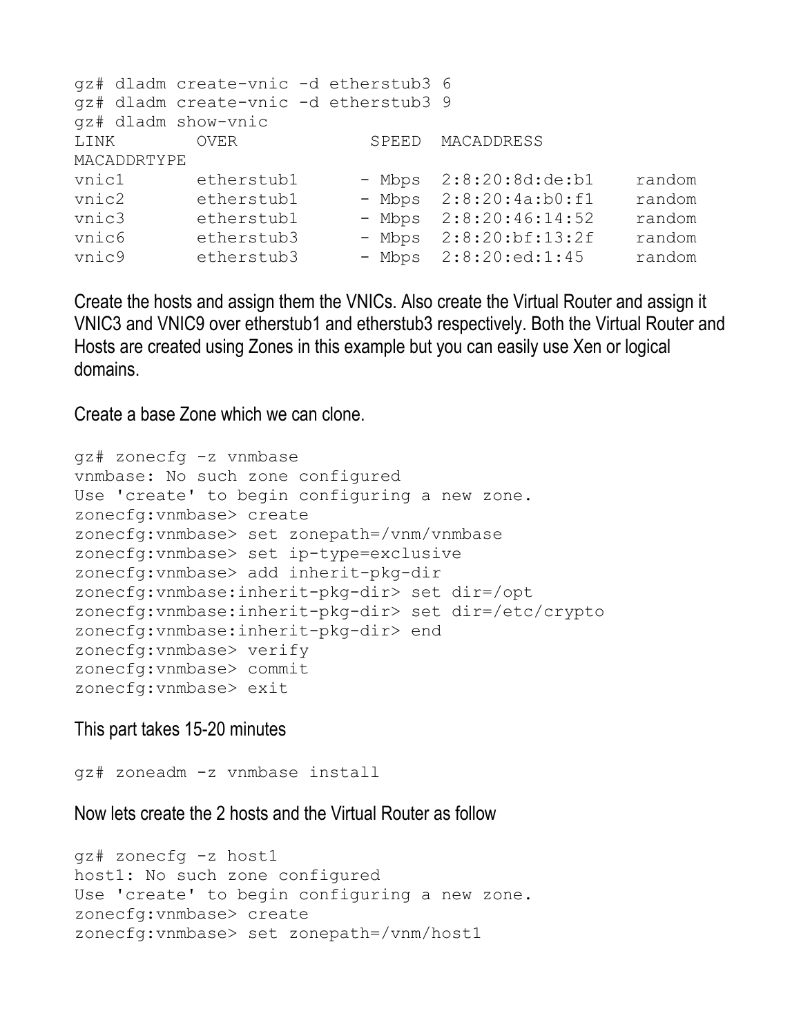```
gz# dladm create-vnic -d etherstub3 6
gz# dladm create-vnic -d etherstub3 9
gz# dladm show-vnic
LINK        OVER             SPEED  MACADDRESS
MACADDRTYPE
vnic1       etherstub1      - Mbps  2:8:20:8d:de:b1    random
vnic2       etherstub1      - Mbps  2:8:20:4a:b0:f1    random
vnic3       etherstub1      - Mbps  2:8:20:46:14:52    random
vnic6       etherstub3      - Mbps  2:8:20:bf:13:2f    random
vnic9       etherstub3      - Mbps  2:8:20:ed:1:45     random
```

Create the hosts and assign them the VNICs. Also create the Virtual Router and assign it VNIC3 and VNIC9 over etherstub1 and etherstub3 respectively. Both the Virtual Router and Hosts are created using Zones in this example but you can easily use Xen or logical domains.

Create a base Zone which we can clone.

```
gz# zonecfg -z vnmbase
vnmbase: No such zone configured
Use 'create' to begin configuring a new zone.
zonecfg:vnmbase> create
zonecfg:vnmbase> set zonepath=/vnm/vnmbase
zonecfg:vnmbase> set ip-type=exclusive
zonecfg:vnmbase> add inherit-pkg-dir
zonecfg:vnmbase:inherit-pkg-dir> set dir=/opt
zonecfg:vnmbase:inherit-pkg-dir> set dir=/etc/crypto
zonecfg:vnmbase:inherit-pkg-dir> end
zonecfg:vnmbase> verify
zonecfg:vnmbase> commit
zonecfg:vnmbase> exit
```

This part takes 15-20 minutes

```
gz# zoneadm -z vnmbase install
```

Now lets create the 2 hosts and the Virtual Router as follow

```
gz# zonecfg -z host1
host1: No such zone configured
Use 'create' to begin configuring a new zone.
zonecfg:vnmbase> create
zonecfg:vnmbase> set zonepath=/vnm/host1
```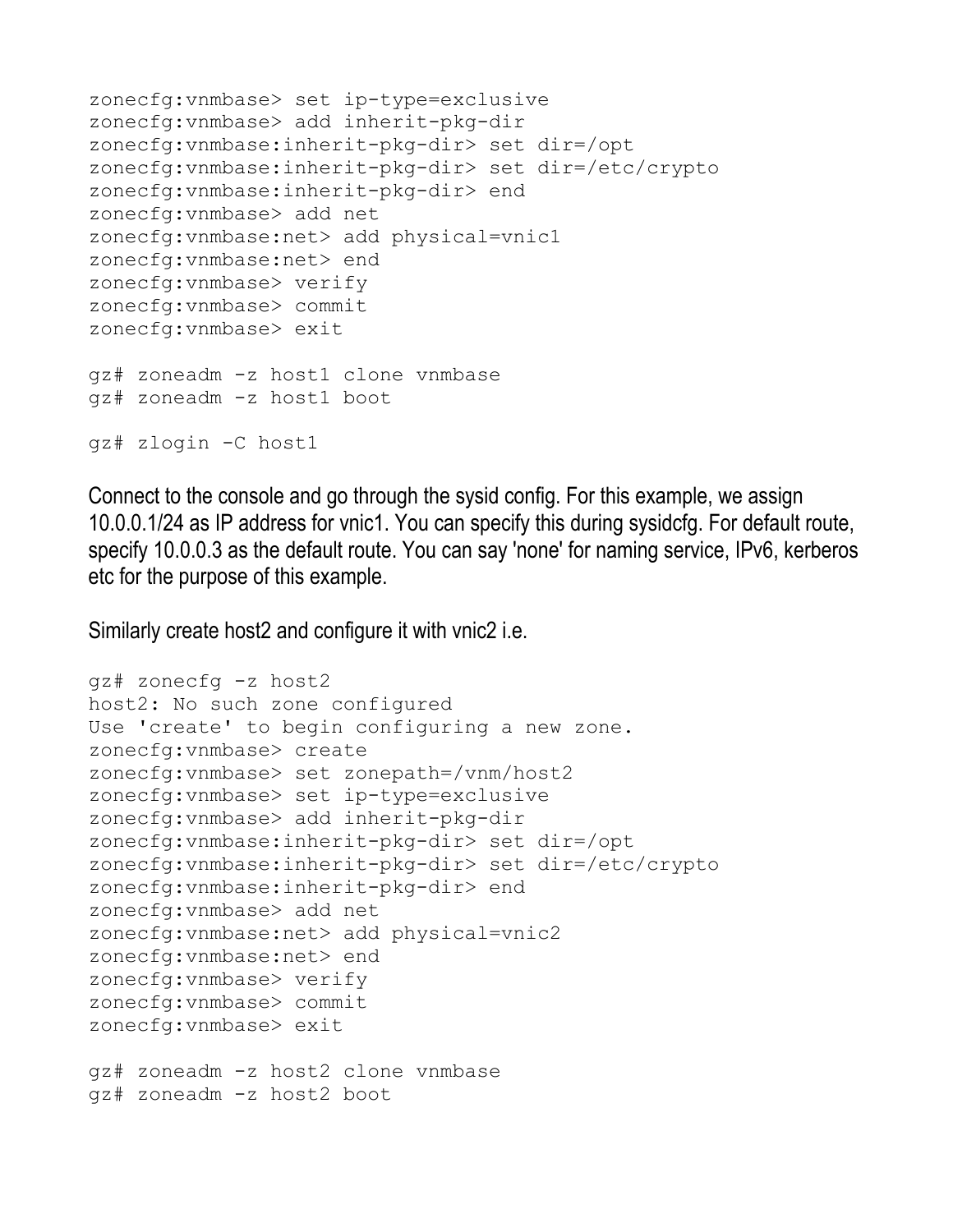```
zonecfg:vnmbase> set ip-type=exclusive
zonecfg:vnmbase> add inherit-pkg-dir
zonecfg:vnmbase:inherit-pkg-dir> set dir=/opt
zonecfg:vnmbase:inherit-pkg-dir> set dir=/etc/crypto
zonecfg:vnmbase:inherit-pkg-dir> end
zonecfg:vnmbase> add net
zonecfg:vnmbase:net> add physical=vnic1
zonecfg:vnmbase:net> end
zonecfg:vnmbase> verify
zonecfg:vnmbase> commit
zonecfg:vnmbase> exit

gz# zoneadm -z host1 clone vnmbase
gz# zoneadm -z host1 boot

gz# zlogin -C host1
```

Connect to the console and go through the sysid config. For this example, we assign 10.0.0.1/24 as IP address for vnic1. You can specify this during sysidcfg. For default route, specify 10.0.0.3 as the default route. You can say 'none' for naming service, IPv6, kerberos etc for the purpose of this example.

Similarly create host2 and configure it with vnic2 i.e.

```
gz# zonecfg -z host2
host2: No such zone configured
Use 'create' to begin configuring a new zone.
zonecfg:vnmbase> create
zonecfg:vnmbase> set zonepath=/vnm/host2
zonecfg:vnmbase> set ip-type=exclusive
zonecfg:vnmbase> add inherit-pkg-dir
zonecfg:vnmbase:inherit-pkg-dir> set dir=/opt
zonecfg:vnmbase:inherit-pkg-dir> set dir=/etc/crypto
zonecfg:vnmbase:inherit-pkg-dir> end
zonecfg:vnmbase> add net
zonecfg:vnmbase:net> add physical=vnic2
zonecfg:vnmbase:net> end
zonecfg:vnmbase> verify
zonecfg:vnmbase> commit
zonecfg:vnmbase> exit

gz# zoneadm -z host2 clone vnmbase
gz# zoneadm -z host2 boot
```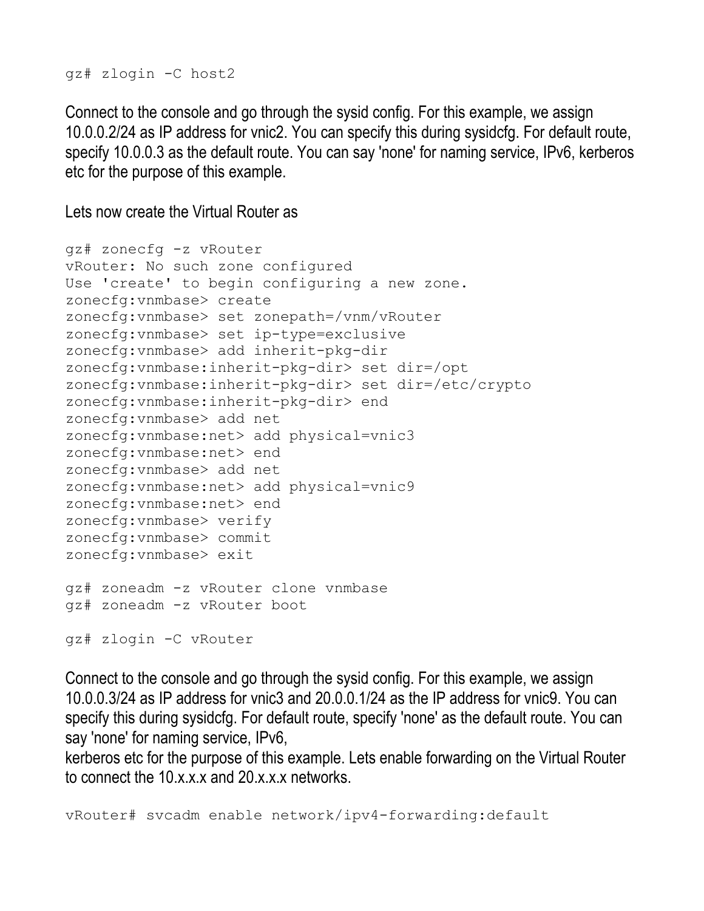```
gz# zlogin -C host2
```

Connect to the console and go through the sysid config. For this example, we assign 10.0.0.2/24 as IP address for vnic2. You can specify this during sysidcfg. For default route, specify 10.0.0.3 as the default route. You can say 'none' for naming service, IPv6, kerberos etc for the purpose of this example.

Lets now create the Virtual Router as

```
gz# zonecfg -z vRouter
vRouter: No such zone configured
Use 'create' to begin configuring a new zone.
zonecfg:vnmbase> create
zonecfg:vnmbase> set zonepath=/vnm/vRouter
zonecfg:vnmbase> set ip-type=exclusive
zonecfg:vnmbase> add inherit-pkg-dir
zonecfg:vnmbase:inherit-pkg-dir> set dir=/opt
zonecfg:vnmbase:inherit-pkg-dir> set dir=/etc/crypto
zonecfg:vnmbase:inherit-pkg-dir> end
zonecfg:vnmbase> add net
zonecfg:vnmbase:net> add physical=vnic3
zonecfg:vnmbase:net> end
zonecfg:vnmbase> add net
zonecfg:vnmbase:net> add physical=vnic9
zonecfg:vnmbase:net> end
zonecfg:vnmbase> verify
zonecfg:vnmbase> commit
zonecfg:vnmbase> exit

gz# zoneadm -z vRouter clone vnmbase
gz# zoneadm -z vRouter boot

gz# zlogin -C vRouter
```

Connect to the console and go through the sysid config. For this example, we assign 10.0.0.3/24 as IP address for vnic3 and 20.0.0.1/24 as the IP address for vnic9. You can specify this during sysidcfg. For default route, specify 'none' as the default route. You can say 'none' for naming service, IPv6, kerberos etc for the purpose of this example. Lets enable forwarding on the Virtual Router to connect the 10.x.x.x and 20.x.x.x networks.

```
vRouter# svcadm enable network/ipv4-forwarding:default
```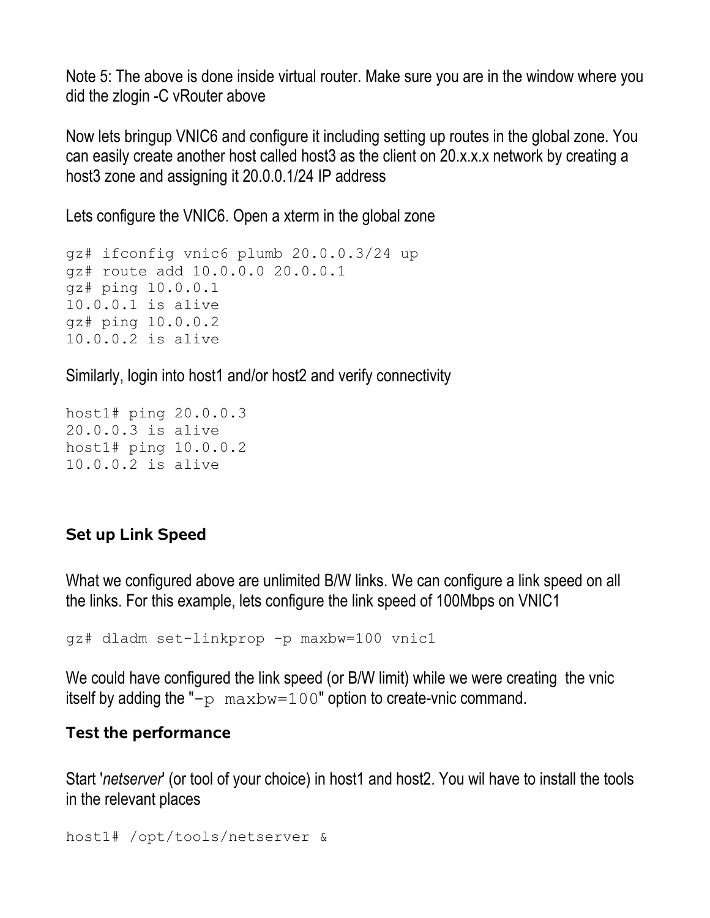Note 5: The above is done inside virtual router. Make sure you are in the window where you did the zlogin -C vRouter above

Now lets bringup VNIC6 and configure it including setting up routes in the global zone. You can easily create another host called host3 as the client on 20.x.x.x network by creating a host3 zone and assigning it 20.0.0.1/24 IP address

Lets configure the VNIC6. Open a xterm in the global zone

```
gz# ifconfig vnic6 plumb 20.0.0.3/24 up
gz# route add 10.0.0.0 20.0.0.1
gz# ping 10.0.0.1
10.0.0.1 is alive
gz# ping 10.0.0.2
10.0.0.2 is alive
```

Similarly, login into host1 and/or host2 and verify connectivity

```
host1# ping 20.0.0.3
20.0.0.3 is alive
host1# ping 10.0.0.2
10.0.0.2 is alive
```

### Set up Link Speed

What we configured above are unlimited B/W links. We can configure a link speed on all the links. For this example, lets configure the link speed of 100Mbps on VNIC1

```
gz# dladm set-linkprop -p maxbw=100 vnic1
```

We could have configured the link speed (or B/W limit) while we were creating the vnic itself by adding the "`-p maxbw=100`" option to create-vnic command.

### Test the performance

Start '*netserver*' (or tool of your choice) in host1 and host2. You wil have to install the tools in the relevant places

```
host1# /opt/tools/netserver &
```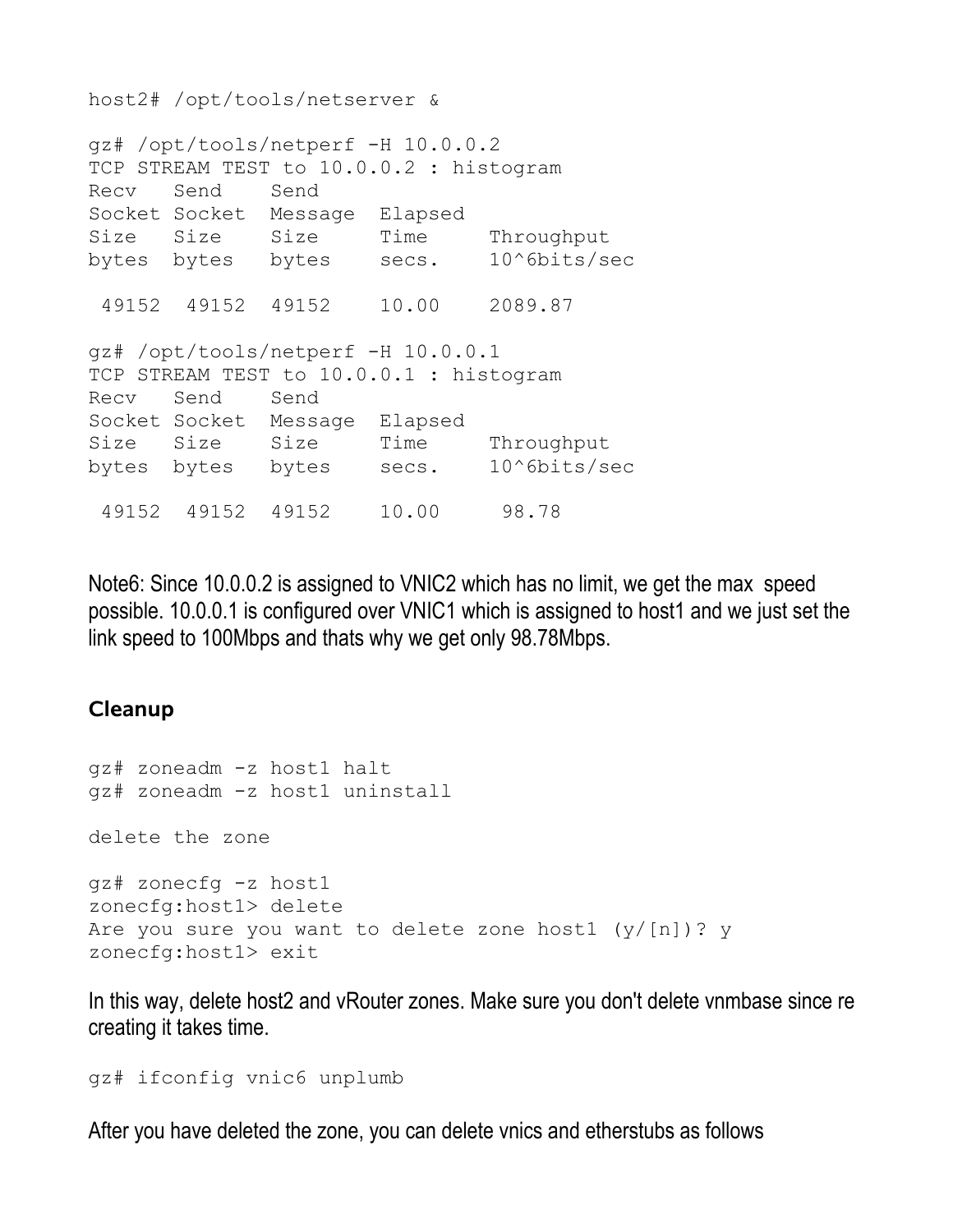```
host2# /opt/tools/netserver &

gz# /opt/tools/netperf -H 10.0.0.2
TCP STREAM TEST to 10.0.0.2 : histogram
Recv   Send    Send
Socket Socket  Message  Elapsed
Size   Size    Size     Time     Throughput
bytes  bytes   bytes    secs.    10^6bits/sec

 49152  49152  49152    10.00    2089.87

gz# /opt/tools/netperf -H 10.0.0.1
TCP STREAM TEST to 10.0.0.1 : histogram
Recv   Send    Send
Socket Socket  Message  Elapsed
Size   Size    Size     Time     Throughput
bytes  bytes   bytes    secs.    10^6bits/sec

 49152  49152  49152    10.00     98.78
```

Note6: Since 10.0.0.2 is assigned to VNIC2 which has no limit, we get the max speed possible. 10.0.0.1 is configured over VNIC1 which is assigned to host1 and we just set the link speed to 100Mbps and thats why we get only 98.78Mbps.

## Cleanup

```
gz# zoneadm -z host1 halt
gz# zoneadm -z host1 uninstall

delete the zone

gz# zonecfg -z host1
zonecfg:host1> delete
Are you sure you want to delete zone host1 (y/[n])? y
zonecfg:host1> exit
```

In this way, delete host2 and vRouter zones. Make sure you don't delete vnmbase since re creating it takes time.

```
gz# ifconfig vnic6 unplumb
```

After you have deleted the zone, you can delete vnics and etherstubs as follows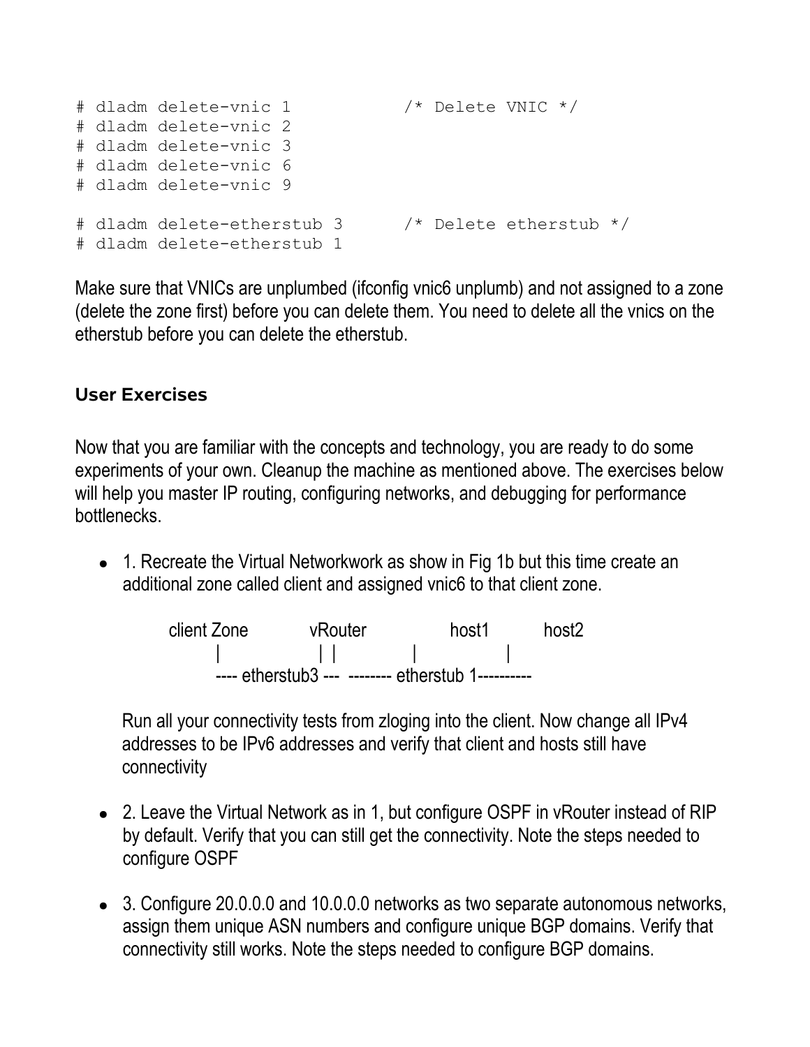```
# dladm delete-vnic 1          /* Delete VNIC */
# dladm delete-vnic 2
# dladm delete-vnic 3
# dladm delete-vnic 6
# dladm delete-vnic 9

# dladm delete-etherstub 3     /* Delete etherstub */
# dladm delete-etherstub 1
```

Make sure that VNICs are unplumbed (ifconfig vnic6 unplumb) and not assigned to a zone (delete the zone first) before you can delete them. You need to delete all the vnics on the etherstub before you can delete the etherstub.

### User Exercises

Now that you are familiar with the concepts and technology, you are ready to do some experiments of your own. Cleanup the machine as mentioned above. The exercises below will help you master IP routing, configuring networks, and debugging for performance bottlenecks.

- 1. Recreate the Virtual Networkwork as show in Fig 1b but this time create an additional zone called client and assigned vnic6 to that client zone.

```
client Zone        vRouter           host1        host2
     |                | |              |             |
     ---- etherstub3 ---  -------- etherstub 1----------
```

  Run all your connectivity tests from zloging into the client. Now change all IPv4 addresses to be IPv6 addresses and verify that client and hosts still have connectivity

- 2. Leave the Virtual Network as in 1, but configure OSPF in vRouter instead of RIP by default. Verify that you can still get the connectivity. Note the steps needed to configure OSPF

- 3. Configure 20.0.0.0 and 10.0.0.0 networks as two separate autonomous networks, assign them unique ASN numbers and configure unique BGP domains. Verify that connectivity still works. Note the steps needed to configure BGP domains.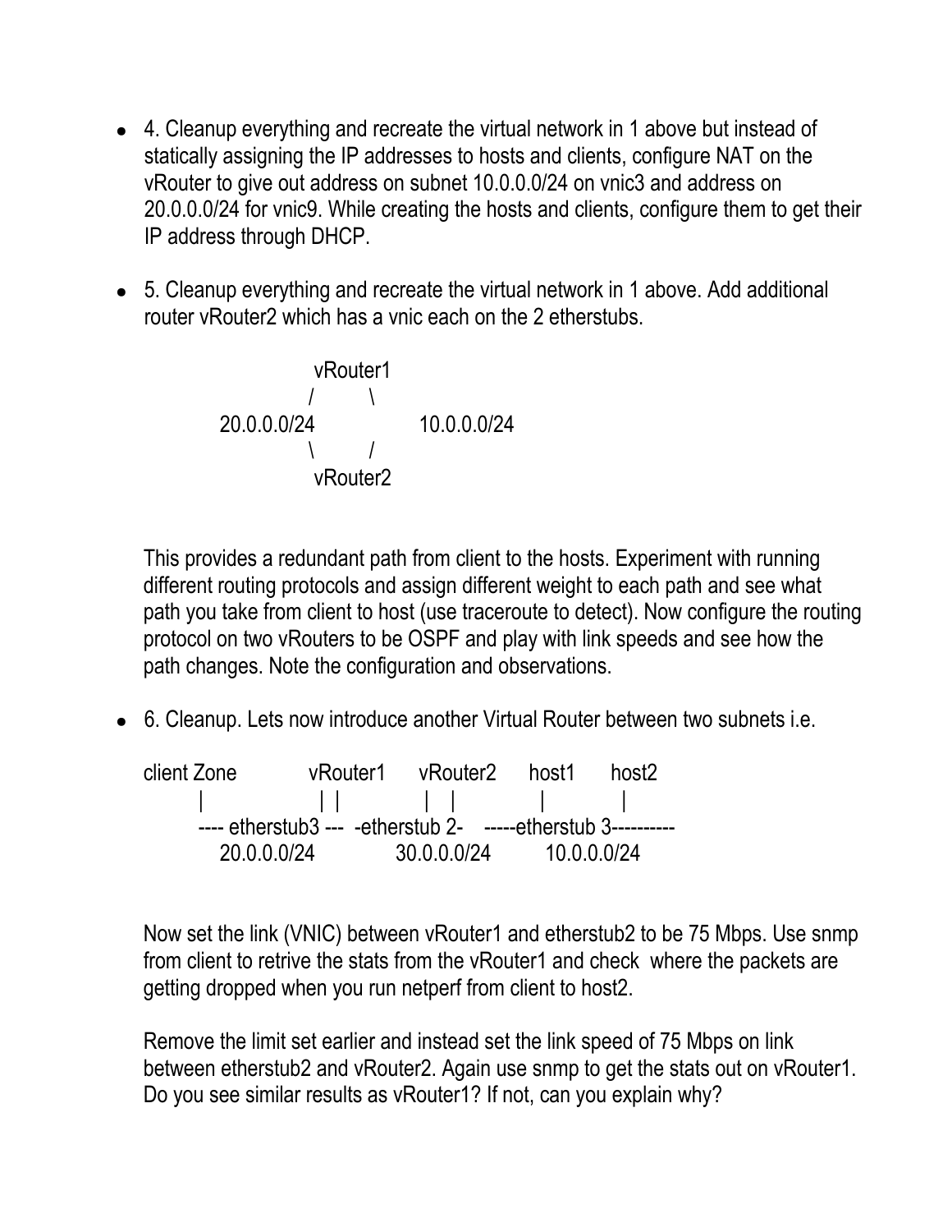- 4. Cleanup everything and recreate the virtual network in 1 above but instead of statically assigning the IP addresses to hosts and clients, configure NAT on the vRouter to give out address on subnet 10.0.0.0/24 on vnic3 and address on 20.0.0.0/24 for vnic9. While creating the hosts and clients, configure them to get their IP address through DHCP.

- 5. Cleanup everything and recreate the virtual network in 1 above. Add additional router vRouter2 which has a vnic each on the 2 etherstubs.

```
                vRouter1
               /        \
20.0.0.0/24                 10.0.0.0/24
               \        /
                vRouter2
```

  This provides a redundant path from client to the hosts. Experiment with running different routing protocols and assign different weight to each path and see what path you take from client to host (use traceroute to detect). Now configure the routing protocol on two vRouters to be OSPF and play with link speeds and see how the path changes. Note the configuration and observations.

- 6. Cleanup. Lets now introduce another Virtual Router between two subnets i.e.

```
client Zone          vRouter1     vRouter2     host1      host2
      |                 | |           |   |          |          |
      ---- etherstub3 ---  -etherstub 2-    -----etherstub 3----------
         20.0.0.0/24            30.0.0.0/24        10.0.0.0/24
```

  Now set the link (VNIC) between vRouter1 and etherstub2 to be 75 Mbps. Use snmp from client to retrive the stats from the vRouter1 and check where the packets are getting dropped when you run netperf from client to host2.

  Remove the limit set earlier and instead set the link speed of 75 Mbps on link between etherstub2 and vRouter2. Again use snmp to get the stats out on vRouter1. Do you see similar results as vRouter1? If not, can you explain why?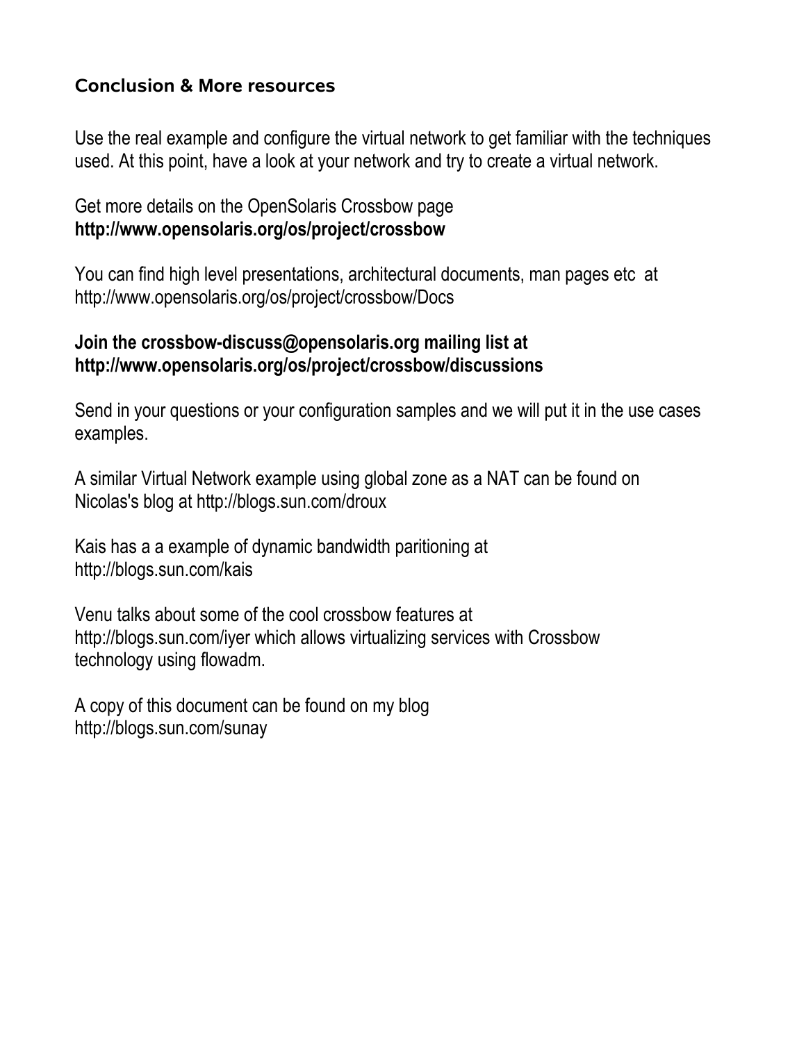### Conclusion & More resources

Use the real example and configure the virtual network to get familiar with the techniques used. At this point, have a look at your network and try to create a virtual network.

Get more details on the OpenSolaris Crossbow page
**http://www.opensolaris.org/os/project/crossbow**

You can find high level presentations, architectural documents, man pages etc  at
http://www.opensolaris.org/os/project/crossbow/Docs

**Join the crossbow-discuss@opensolaris.org mailing list at**
**http://www.opensolaris.org/os/project/crossbow/discussions**

Send in your questions or your configuration samples and we will put it in the use cases examples.

A similar Virtual Network example using global zone as a NAT can be found on
Nicolas's blog at http://blogs.sun.com/droux

Kais has a a example of dynamic bandwidth paritioning at
http://blogs.sun.com/kais

Venu talks about some of the cool crossbow features at
http://blogs.sun.com/iyer which allows virtualizing services with Crossbow
technology using flowadm.

A copy of this document can be found on my blog
http://blogs.sun.com/sunay